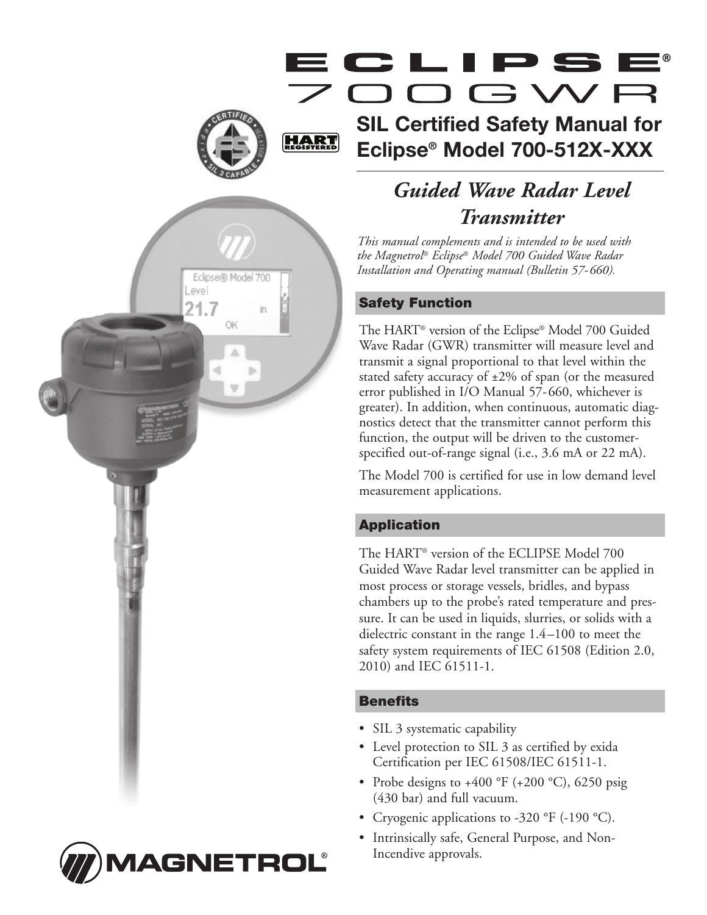# ECLIPSE® 700GWR

## SIL Certified Safety Manual for Eclipse® Model 700-512X-XXX

### *Guided Wave Radar Level Transmitter*

*This manual complements and is intended to be used with the Magnetrol® Eclipse® Model 700 Guided Wave Radar Installation and Operating manual (Bulletin 57-660).*

### Safety Function

The HART® version of the Eclipse® Model 700 Guided Wave Radar (GWR) transmitter will measure level and transmit a signal proportional to that level within the stated safety accuracy of ±2% of span (or the measured error published in I/O Manual 57-660, whichever is greater). In addition, when continuous, automatic diagnostics detect that the transmitter cannot perform this function, the output will be driven to the customer-specified out-of-range signal (i.e., 3.6 mA or 22 mA).

The Model 700 is certified for use in low demand level measurement applications.

### Application

The HART® version of the ECLIPSE Model 700 Guided Wave Radar level transmitter can be applied in most process or storage vessels, bridles, and bypass chambers up to the probe's rated temperature and pressure. It can be used in liquids, slurries, or solids with a dielectric constant in the range 1.4–100 to meet the safety system requirements of IEC 61508 (Edition 2.0, 2010) and IEC 61511-1.

### Benefits

- SIL 3 systematic capability
- Level protection to SIL 3 as certified by exida Certification per IEC 61508/IEC 61511-1.
- Probe designs to +400 °F (+200 °C), 6250 psig (430 bar) and full vacuum.
- Cryogenic applications to -320 °F (-190 °C).
- Intrinsically safe, General Purpose, and Non-Incendive approvals.

MAGNETROL®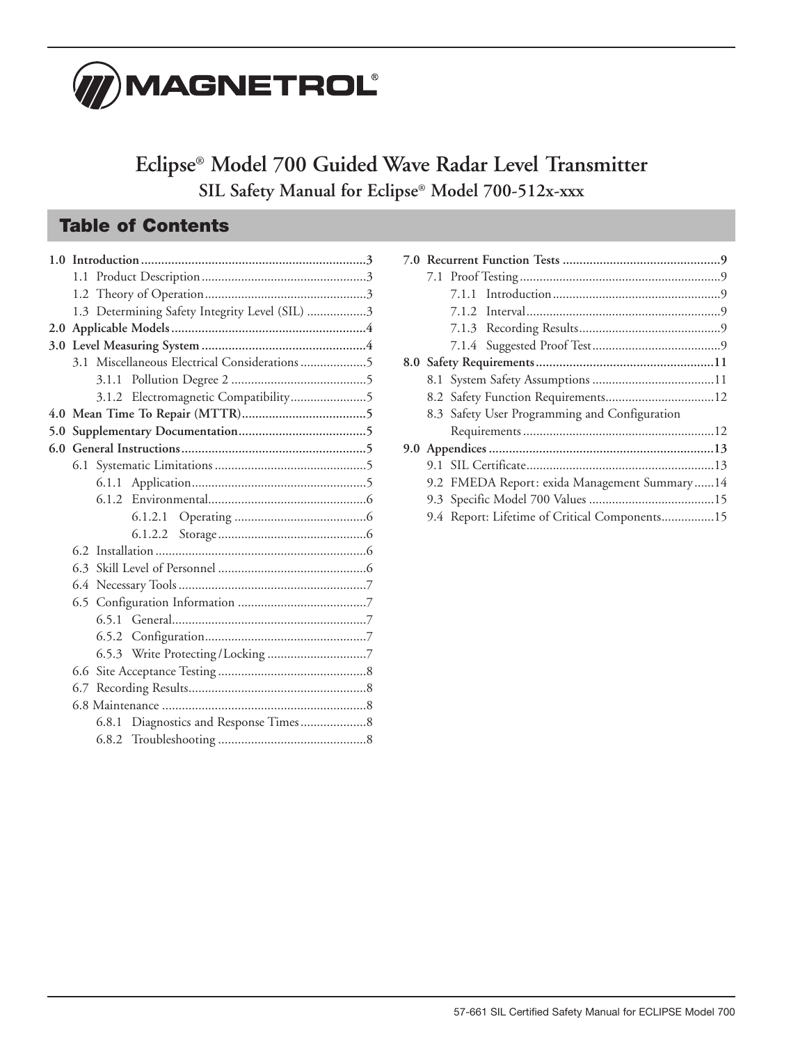# MAGNETROL®

# Eclipse® Model 700 Guided Wave Radar Level Transmitter

## SIL Safety Manual for Eclipse® Model 700-512x-xxx

## Table of Contents

**1.0 Introduction** ...3
- 1.1 Product Description ...3
- 1.2 Theory of Operation ...3
- 1.3 Determining Safety Integrity Level (SIL) ...3

**2.0 Applicable Models** ...4

**3.0 Level Measuring System** ...4
- 3.1 Miscellaneous Electrical Considerations ...5
  - 3.1.1 Pollution Degree 2 ...5
  - 3.1.2 Electromagnetic Compatibility ...5

**4.0 Mean Time To Repair (MTTR)** ...5

**5.0 Supplementary Documentation** ...5

**6.0 General Instructions** ...5
- 6.1 Systematic Limitations ...5
  - 6.1.1 Application ...5
  - 6.1.2 Environmental ...6
    - 6.1.2.1 Operating ...6
    - 6.1.2.2 Storage ...6
- 6.2 Installation ...6
- 6.3 Skill Level of Personnel ...6
- 6.4 Necessary Tools ...7
- 6.5 Configuration Information ...7
  - 6.5.1 General ...7
  - 6.5.2 Configuration ...7
  - 6.5.3 Write Protecting/Locking ...7
- 6.6 Site Acceptance Testing ...8
- 6.7 Recording Results ...8
- 6.8 Maintenance ...8
  - 6.8.1 Diagnostics and Response Times ...8
  - 6.8.2 Troubleshooting ...8

**7.0 Recurrent Function Tests** ...9
- 7.1 Proof Testing ...9
  - 7.1.1 Introduction ...9
  - 7.1.2 Interval ...9
  - 7.1.3 Recording Results ...9
  - 7.1.4 Suggested Proof Test ...9

**8.0 Safety Requirements** ...11
- 8.1 System Safety Assumptions ...11
- 8.2 Safety Function Requirements ...12
- 8.3 Safety User Programming and Configuration Requirements ...12

**9.0 Appendices** ...13
- 9.1 SIL Certificate ...13
- 9.2 FMEDA Report: exida Management Summary ...14
- 9.3 Specific Model 700 Values ...15
- 9.4 Report: Lifetime of Critical Components ...15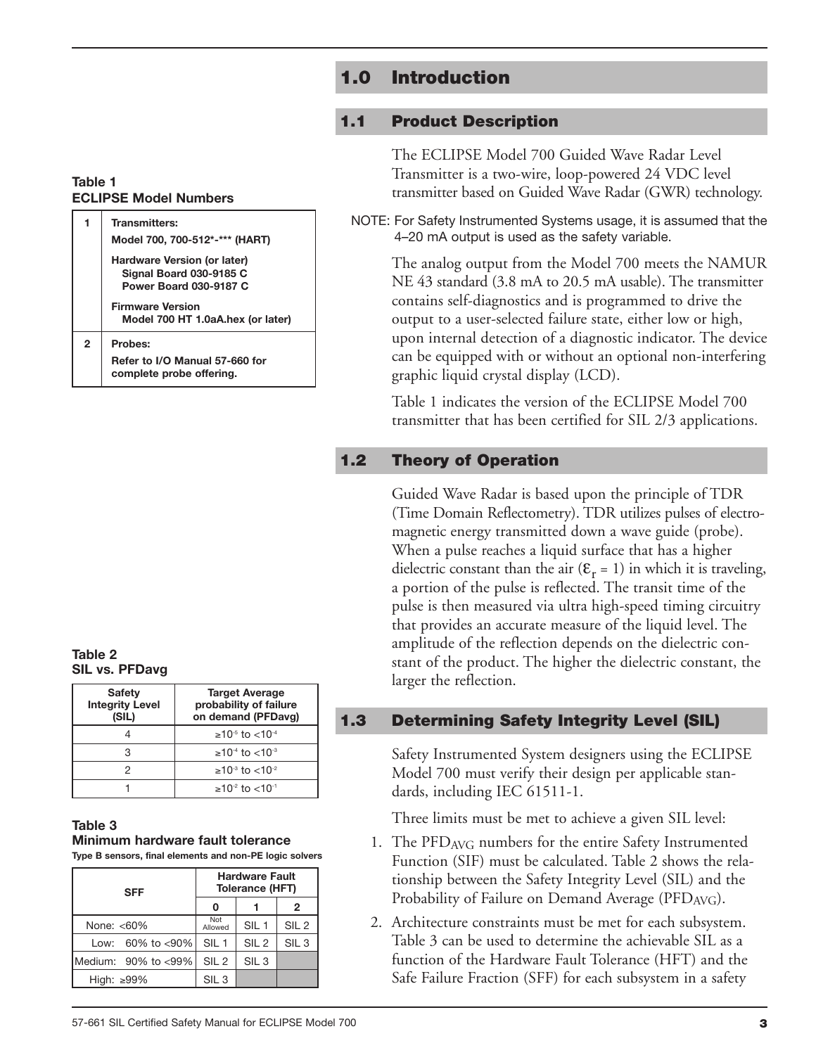# 1.0 Introduction

## 1.1 Product Description

The ECLIPSE Model 700 Guided Wave Radar Level Transmitter is a two-wire, loop-powered 24 VDC level transmitter based on Guided Wave Radar (GWR) technology.

NOTE: For Safety Instrumented Systems usage, it is assumed that the 4–20 mA output is used as the safety variable.

The analog output from the Model 700 meets the NAMUR NE 43 standard (3.8 mA to 20.5 mA usable). The transmitter contains self-diagnostics and is programmed to drive the output to a user-selected failure state, either low or high, upon internal detection of a diagnostic indicator. The device can be equipped with or without an optional non-interfering graphic liquid crystal display (LCD).

Table 1 indicates the version of the ECLIPSE Model 700 transmitter that has been certified for SIL 2/3 applications.

**Table 1**
**ECLIPSE Model Numbers**

| | |
|---|---|
| 1 | **Transmitters:**<br>**Model 700, 700-512*-*** (HART)**<br>**Hardware Version (or later)**<br>**Signal Board 030-9185 C**<br>**Power Board 030-9187 C**<br>**Firmware Version**<br>**Model 700 HT 1.0aA.hex (or later)** |
| 2 | **Probes:**<br>**Refer to I/O Manual 57-660 for complete probe offering.** |

## 1.2 Theory of Operation

Guided Wave Radar is based upon the principle of TDR (Time Domain Reflectometry). TDR utilizes pulses of electromagnetic energy transmitted down a wave guide (probe). When a pulse reaches a liquid surface that has a higher dielectric constant than the air ($\varepsilon_r = 1$) in which it is traveling, a portion of the pulse is reflected. The transit time of the pulse is then measured via ultra high-speed timing circuitry that provides an accurate measure of the liquid level. The amplitude of the reflection depends on the dielectric constant of the product. The higher the dielectric constant, the larger the reflection.

## 1.3 Determining Safety Integrity Level (SIL)

Safety Instrumented System designers using the ECLIPSE Model 700 must verify their design per applicable standards, including IEC 61511-1.

Three limits must be met to achieve a given SIL level:

1. The $PFD_{AVG}$ numbers for the entire Safety Instrumented Function (SIF) must be calculated. Table 2 shows the relationship between the Safety Integrity Level (SIL) and the Probability of Failure on Demand Average ($PFD_{AVG}$).
2. Architecture constraints must be met for each subsystem. Table 3 can be used to determine the achievable SIL as a function of the Hardware Fault Tolerance (HFT) and the Safe Failure Fraction (SFF) for each subsystem in a safety

**Table 2**
**SIL vs. PFDavg**

| Safety Integrity Level (SIL) | Target Average probability of failure on demand (PFDavg) |
|---|---|
| 4 | $\geq 10^{-5}$ to $<10^{-4}$ |
| 3 | $\geq 10^{-4}$ to $<10^{-3}$ |
| 2 | $\geq 10^{-3}$ to $<10^{-2}$ |
| 1 | $\geq 10^{-2}$ to $<10^{-1}$ |

**Table 3**
**Minimum hardware fault tolerance**
**Type B sensors, final elements and non-PE logic solvers**

| SFF | Hardware Fault Tolerance (HFT) | | |
|---|---|---|---|
| | 0 | 1 | 2 |
| None: <60% | Not Allowed | SIL 1 | SIL 2 |
| Low: 60% to <90% | SIL 1 | SIL 2 | SIL 3 |
| Medium: 90% to <99% | SIL 2 | SIL 3 | |
| High: ≥99% | SIL 3 | | |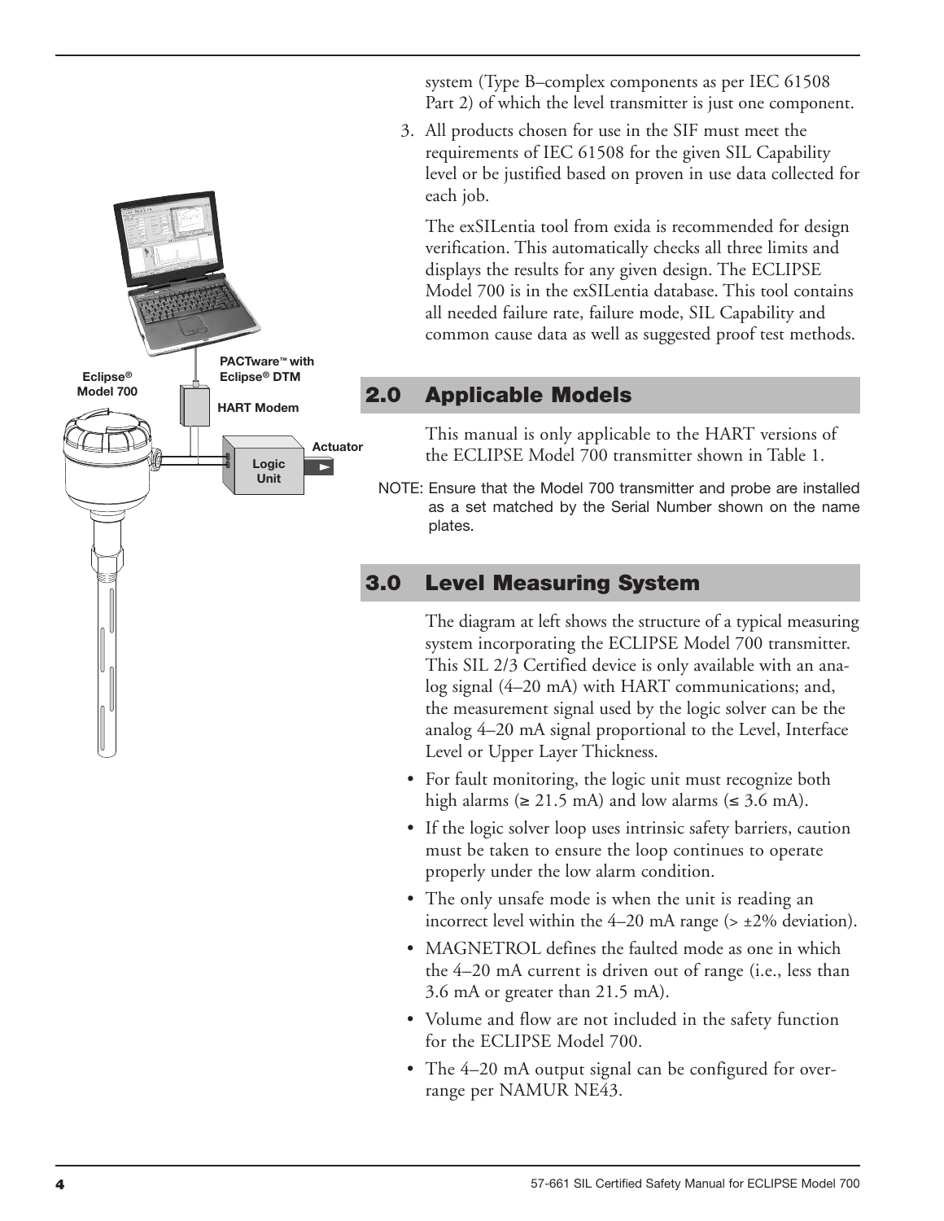system (Type B–complex components as per IEC 61508 Part 2) of which the level transmitter is just one component.

3. All products chosen for use in the SIF must meet the requirements of IEC 61508 for the given SIL Capability level or be justified based on proven in use data collected for each job.

   The exSILentia tool from exida is recommended for design verification. This automatically checks all three limits and displays the results for any given design. The ECLIPSE Model 700 is in the exSILentia database. This tool contains all needed failure rate, failure mode, SIL Capability and common cause data as well as suggested proof test methods.

Eclipse® Model 700

PACTware™ with Eclipse® DTM

HART Modem

Logic Unit

Actuator

## 2.0 Applicable Models

This manual is only applicable to the HART versions of the ECLIPSE Model 700 transmitter shown in Table 1.

NOTE: Ensure that the Model 700 transmitter and probe are installed as a set matched by the Serial Number shown on the name plates.

## 3.0 Level Measuring System

The diagram at left shows the structure of a typical measuring system incorporating the ECLIPSE Model 700 transmitter. This SIL 2/3 Certified device is only available with an analog signal (4–20 mA) with HART communications; and, the measurement signal used by the logic solver can be the analog 4–20 mA signal proportional to the Level, Interface Level or Upper Layer Thickness.

- For fault monitoring, the logic unit must recognize both high alarms (≥ 21.5 mA) and low alarms (≤ 3.6 mA).
- If the logic solver loop uses intrinsic safety barriers, caution must be taken to ensure the loop continues to operate properly under the low alarm condition.
- The only unsafe mode is when the unit is reading an incorrect level within the 4–20 mA range (> ±2% deviation).
- MAGNETROL defines the faulted mode as one in which the 4–20 mA current is driven out of range (i.e., less than 3.6 mA or greater than 21.5 mA).
- Volume and flow are not included in the safety function for the ECLIPSE Model 700.
- The 4–20 mA output signal can be configured for overrange per NAMUR NE43.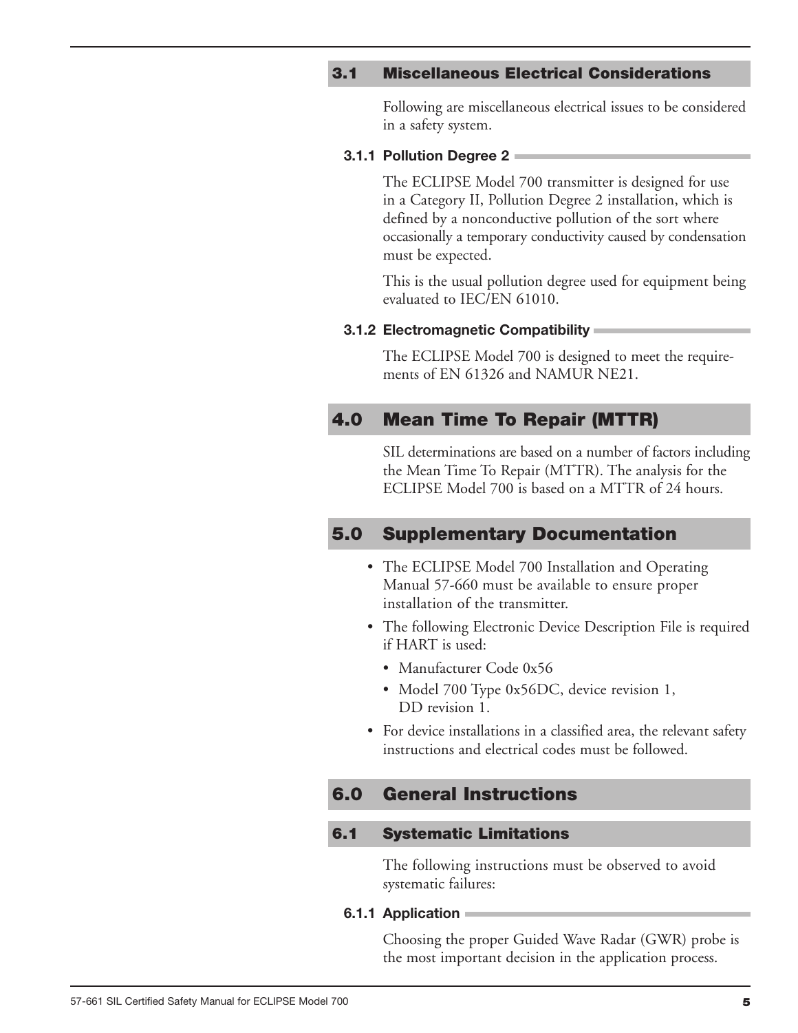## 3.1 Miscellaneous Electrical Considerations

Following are miscellaneous electrical issues to be considered in a safety system.

### 3.1.1 Pollution Degree 2

The ECLIPSE Model 700 transmitter is designed for use in a Category II, Pollution Degree 2 installation, which is defined by a nonconductive pollution of the sort where occasionally a temporary conductivity caused by condensation must be expected.

This is the usual pollution degree used for equipment being evaluated to IEC/EN 61010.

### 3.1.2 Electromagnetic Compatibility

The ECLIPSE Model 700 is designed to meet the requirements of EN 61326 and NAMUR NE21.

# 4.0 Mean Time To Repair (MTTR)

SIL determinations are based on a number of factors including the Mean Time To Repair (MTTR). The analysis for the ECLIPSE Model 700 is based on a MTTR of 24 hours.

# 5.0 Supplementary Documentation

- The ECLIPSE Model 700 Installation and Operating Manual 57-660 must be available to ensure proper installation of the transmitter.
- The following Electronic Device Description File is required if HART is used:
  - Manufacturer Code 0x56
  - Model 700 Type 0x56DC, device revision 1, DD revision 1.
- For device installations in a classified area, the relevant safety instructions and electrical codes must be followed.

# 6.0 General Instructions

## 6.1 Systematic Limitations

The following instructions must be observed to avoid systematic failures:

### 6.1.1 Application

Choosing the proper Guided Wave Radar (GWR) probe is the most important decision in the application process.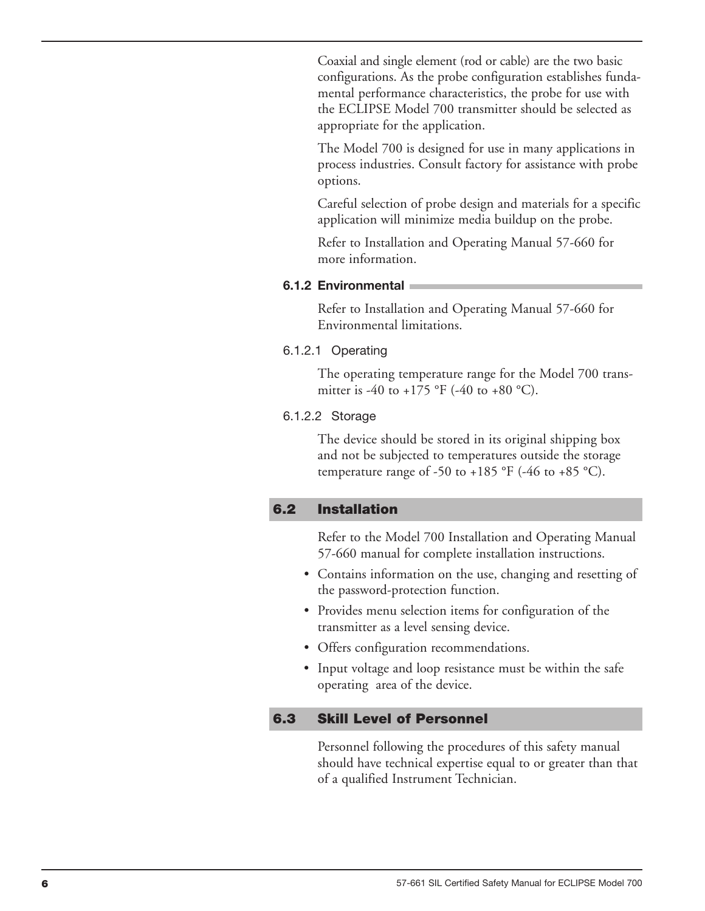Coaxial and single element (rod or cable) are the two basic configurations. As the probe configuration establishes fundamental performance characteristics, the probe for use with the ECLIPSE Model 700 transmitter should be selected as appropriate for the application.

The Model 700 is designed for use in many applications in process industries. Consult factory for assistance with probe options.

Careful selection of probe design and materials for a specific application will minimize media buildup on the probe.

Refer to Installation and Operating Manual 57-660 for more information.

### 6.1.2 Environmental

Refer to Installation and Operating Manual 57-660 for Environmental limitations.

#### 6.1.2.1 Operating

The operating temperature range for the Model 700 transmitter is -40 to +175 °F (-40 to +80 °C).

#### 6.1.2.2 Storage

The device should be stored in its original shipping box and not be subjected to temperatures outside the storage temperature range of -50 to +185 °F (-46 to +85 °C).

## 6.2 Installation

Refer to the Model 700 Installation and Operating Manual 57-660 manual for complete installation instructions.

- Contains information on the use, changing and resetting of the password-protection function.
- Provides menu selection items for configuration of the transmitter as a level sensing device.
- Offers configuration recommendations.
- Input voltage and loop resistance must be within the safe operating area of the device.

## 6.3 Skill Level of Personnel

Personnel following the procedures of this safety manual should have technical expertise equal to or greater than that of a qualified Instrument Technician.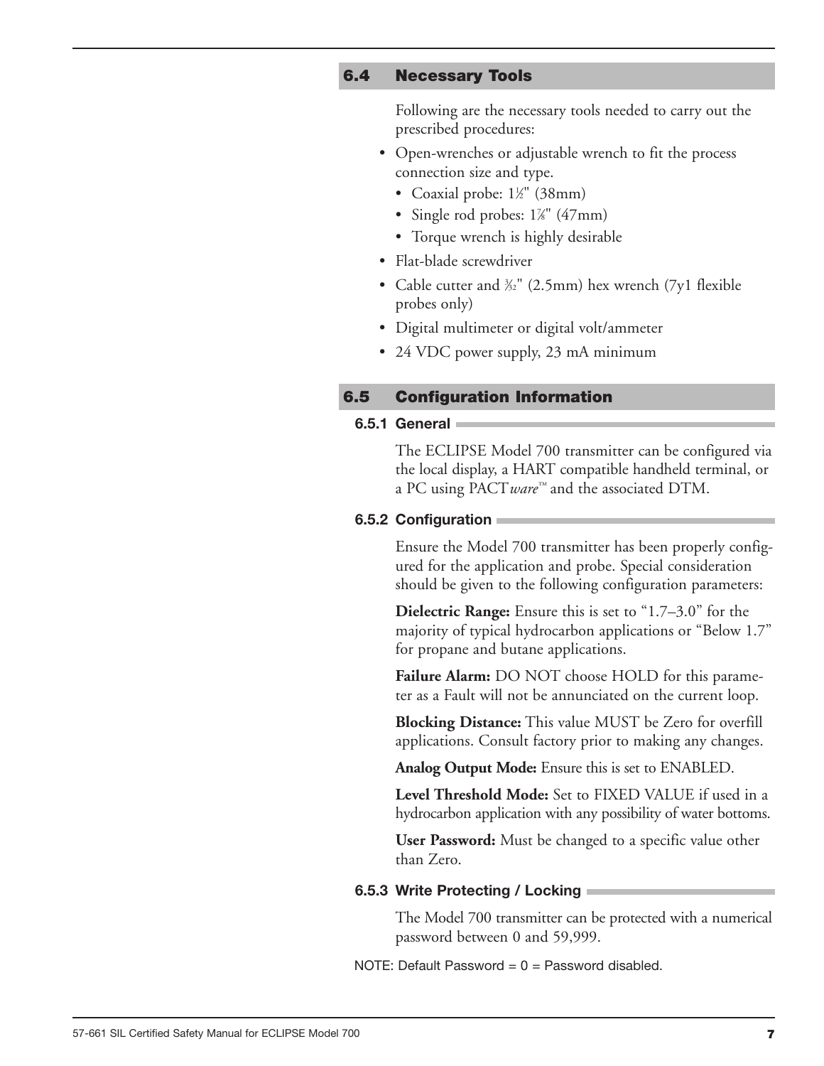## 6.4 Necessary Tools

Following are the necessary tools needed to carry out the prescribed procedures:

- Open-wrenches or adjustable wrench to fit the process connection size and type.
  - Coaxial probe: 1½" (38mm)
  - Single rod probes: 1⅞" (47mm)
  - Torque wrench is highly desirable
- Flat-blade screwdriver
- Cable cutter and 3⁄32" (2.5mm) hex wrench (7y1 flexible probes only)
- Digital multimeter or digital volt/ammeter
- 24 VDC power supply, 23 mA minimum

## 6.5 Configuration Information

### 6.5.1 General

The ECLIPSE Model 700 transmitter can be configured via the local display, a HART compatible handheld terminal, or a PC using PACT*ware*™ and the associated DTM.

### 6.5.2 Configuration

Ensure the Model 700 transmitter has been properly configured for the application and probe. Special consideration should be given to the following configuration parameters:

**Dielectric Range:** Ensure this is set to "1.7–3.0" for the majority of typical hydrocarbon applications or "Below 1.7" for propane and butane applications.

**Failure Alarm:** DO NOT choose HOLD for this parameter as a Fault will not be annunciated on the current loop.

**Blocking Distance:** This value MUST be Zero for overfill applications. Consult factory prior to making any changes.

**Analog Output Mode:** Ensure this is set to ENABLED.

**Level Threshold Mode:** Set to FIXED VALUE if used in a hydrocarbon application with any possibility of water bottoms.

**User Password:** Must be changed to a specific value other than Zero.

### 6.5.3 Write Protecting / Locking

The Model 700 transmitter can be protected with a numerical password between 0 and 59,999.

NOTE: Default Password = 0 = Password disabled.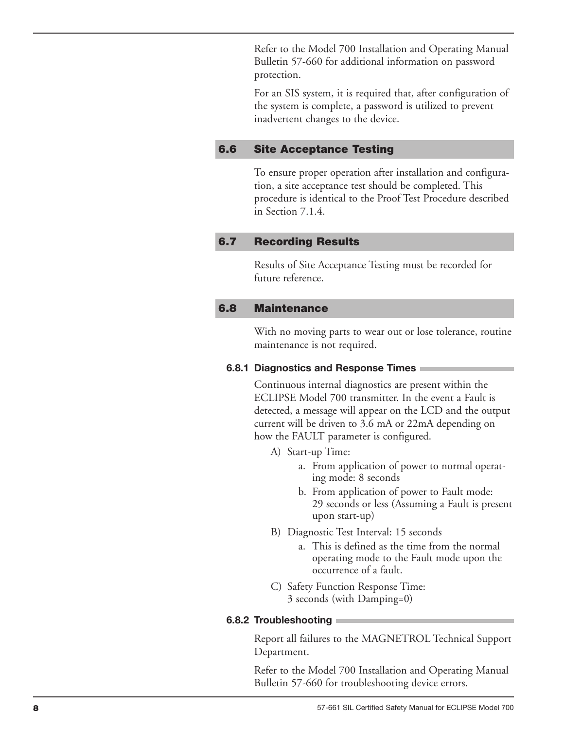Refer to the Model 700 Installation and Operating Manual Bulletin 57-660 for additional information on password protection.

For an SIS system, it is required that, after configuration of the system is complete, a password is utilized to prevent inadvertent changes to the device.

## 6.6 Site Acceptance Testing

To ensure proper operation after installation and configuration, a site acceptance test should be completed. This procedure is identical to the Proof Test Procedure described in Section 7.1.4.

## 6.7 Recording Results

Results of Site Acceptance Testing must be recorded for future reference.

## 6.8 Maintenance

With no moving parts to wear out or lose tolerance, routine maintenance is not required.

### 6.8.1 Diagnostics and Response Times

Continuous internal diagnostics are present within the ECLIPSE Model 700 transmitter. In the event a Fault is detected, a message will appear on the LCD and the output current will be driven to 3.6 mA or 22mA depending on how the FAULT parameter is configured.

A) Start-up Time:
   a. From application of power to normal operating mode: 8 seconds
   b. From application of power to Fault mode: 29 seconds or less (Assuming a Fault is present upon start-up)

B) Diagnostic Test Interval: 15 seconds
   a. This is defined as the time from the normal operating mode to the Fault mode upon the occurrence of a fault.

C) Safety Function Response Time: 3 seconds (with Damping=0)

### 6.8.2 Troubleshooting

Report all failures to the MAGNETROL Technical Support Department.

Refer to the Model 700 Installation and Operating Manual Bulletin 57-660 for troubleshooting device errors.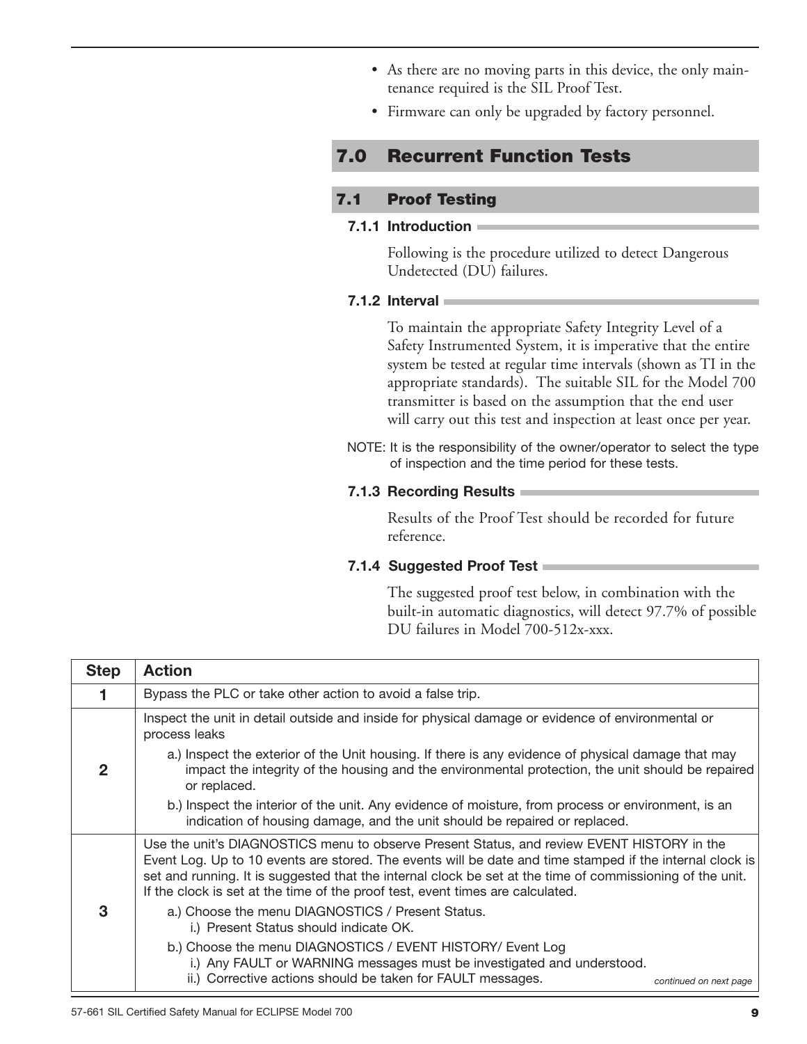- As there are no moving parts in this device, the only maintenance required is the SIL Proof Test.
- Firmware can only be upgraded by factory personnel.

## 7.0 Recurrent Function Tests

### 7.1 Proof Testing

#### 7.1.1 Introduction

Following is the procedure utilized to detect Dangerous Undetected (DU) failures.

#### 7.1.2 Interval

To maintain the appropriate Safety Integrity Level of a Safety Instrumented System, it is imperative that the entire system be tested at regular time intervals (shown as TI in the appropriate standards). The suitable SIL for the Model 700 transmitter is based on the assumption that the end user will carry out this test and inspection at least once per year.

NOTE: It is the responsibility of the owner/operator to select the type of inspection and the time period for these tests.

#### 7.1.3 Recording Results

Results of the Proof Test should be recorded for future reference.

#### 7.1.4 Suggested Proof Test

The suggested proof test below, in combination with the built-in automatic diagnostics, will detect 97.7% of possible DU failures in Model 700-512x-xxx.

| Step | Action |
|---|---|
| 1 | Bypass the PLC or take other action to avoid a false trip. |
| 2 | Inspect the unit in detail outside and inside for physical damage or evidence of environmental or process leaks<br>a.) Inspect the exterior of the Unit housing. If there is any evidence of physical damage that may impact the integrity of the housing and the environmental protection, the unit should be repaired or replaced.<br>b.) Inspect the interior of the unit. Any evidence of moisture, from process or environment, is an indication of housing damage, and the unit should be repaired or replaced. |
| 3 | Use the unit's DIAGNOSTICS menu to observe Present Status, and review EVENT HISTORY in the Event Log. Up to 10 events are stored. The events will be date and time stamped if the internal clock is set and running. It is suggested that the internal clock be set at the time of commissioning of the unit. If the clock is set at the time of the proof test, event times are calculated.<br>a.) Choose the menu DIAGNOSTICS / Present Status.<br>i.) Present Status should indicate OK.<br>b.) Choose the menu DIAGNOSTICS / EVENT HISTORY/ Event Log<br>i.) Any FAULT or WARNING messages must be investigated and understood.<br>ii.) Corrective actions should be taken for FAULT messages. *continued on next page* |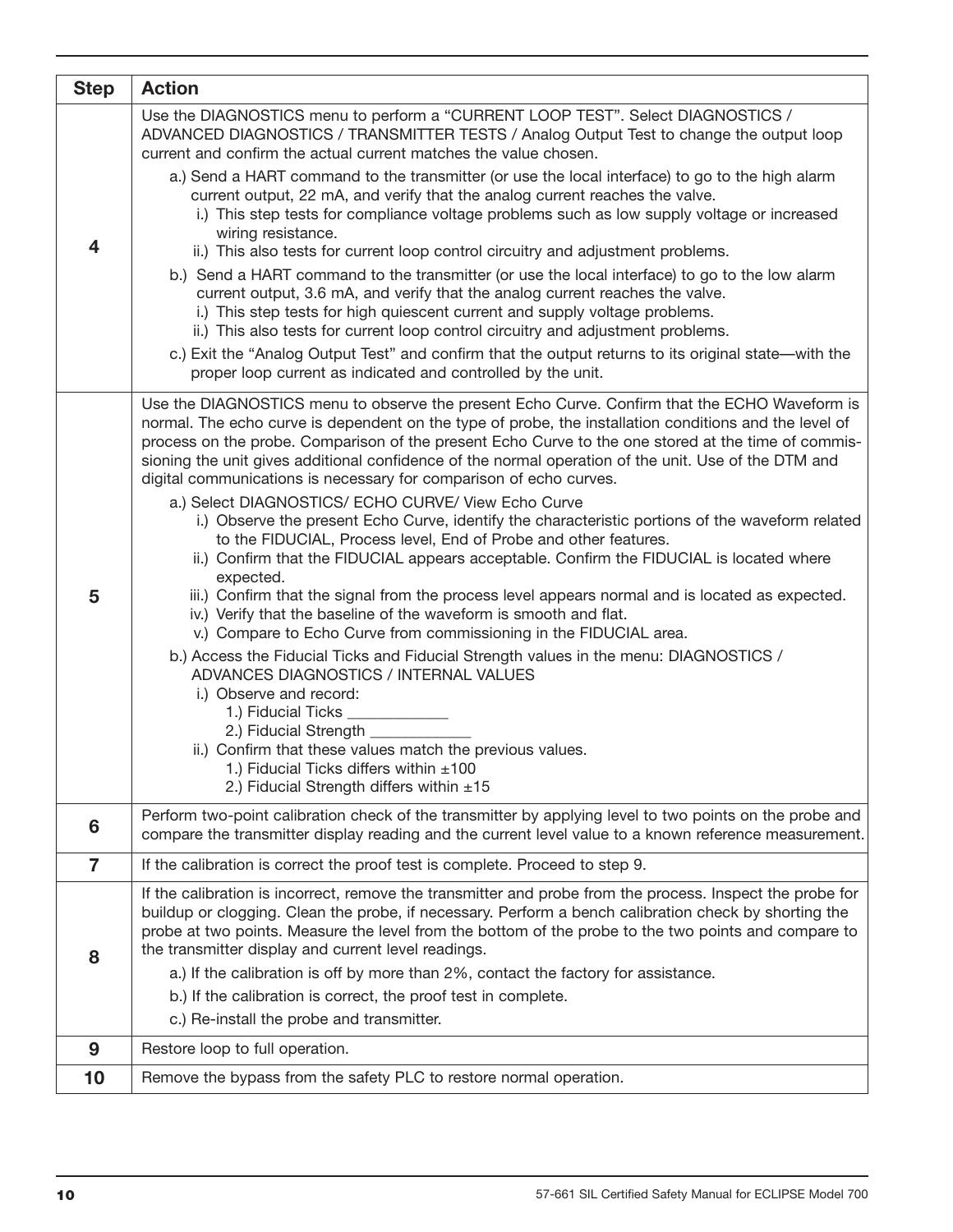| Step | Action |
|---|---|
| 4 | Use the DIAGNOSTICS menu to perform a "CURRENT LOOP TEST". Select DIAGNOSTICS / ADVANCED DIAGNOSTICS / TRANSMITTER TESTS / Analog Output Test to change the output loop current and confirm the actual current matches the value chosen.<br>a.) Send a HART command to the transmitter (or use the local interface) to go to the high alarm current output, 22 mA, and verify that the analog current reaches the valve.<br>i.) This step tests for compliance voltage problems such as low supply voltage or increased wiring resistance.<br>ii.) This also tests for current loop control circuitry and adjustment problems.<br>b.) Send a HART command to the transmitter (or use the local interface) to go to the low alarm current output, 3.6 mA, and verify that the analog current reaches the valve.<br>i.) This step tests for high quiescent current and supply voltage problems.<br>ii.) This also tests for current loop control circuitry and adjustment problems.<br>c.) Exit the "Analog Output Test" and confirm that the output returns to its original state—with the proper loop current as indicated and controlled by the unit. |
| 5 | Use the DIAGNOSTICS menu to observe the present Echo Curve. Confirm that the ECHO Waveform is normal. The echo curve is dependent on the type of probe, the installation conditions and the level of process on the probe. Comparison of the present Echo Curve to the one stored at the time of commissioning the unit gives additional confidence of the normal operation of the unit. Use of the DTM and digital communications is necessary for comparison of echo curves.<br>a.) Select DIAGNOSTICS/ ECHO CURVE/ View Echo Curve<br>i.) Observe the present Echo Curve, identify the characteristic portions of the waveform related to the FIDUCIAL, Process level, End of Probe and other features.<br>ii.) Confirm that the FIDUCIAL appears acceptable. Confirm the FIDUCIAL is located where expected.<br>iii.) Confirm that the signal from the process level appears normal and is located as expected.<br>iv.) Verify that the baseline of the waveform is smooth and flat.<br>v.) Compare to Echo Curve from commissioning in the FIDUCIAL area.<br>b.) Access the Fiducial Ticks and Fiducial Strength values in the menu: DIAGNOSTICS / ADVANCES DIAGNOSTICS / INTERNAL VALUES<br>i.) Observe and record:<br>1.) Fiducial Ticks ____________<br>2.) Fiducial Strength ____________<br>ii.) Confirm that these values match the previous values.<br>1.) Fiducial Ticks differs within ±100<br>2.) Fiducial Strength differs within ±15 |
| 6 | Perform two-point calibration check of the transmitter by applying level to two points on the probe and compare the transmitter display reading and the current level value to a known reference measurement. |
| 7 | If the calibration is correct the proof test is complete. Proceed to step 9. |
| 8 | If the calibration is incorrect, remove the transmitter and probe from the process. Inspect the probe for buildup or clogging. Clean the probe, if necessary. Perform a bench calibration check by shorting the probe at two points. Measure the level from the bottom of the probe to the two points and compare to the transmitter display and current level readings.<br>a.) If the calibration is off by more than 2%, contact the factory for assistance.<br>b.) If the calibration is correct, the proof test in complete.<br>c.) Re-install the probe and transmitter. |
| 9 | Restore loop to full operation. |
| 10 | Remove the bypass from the safety PLC to restore normal operation. |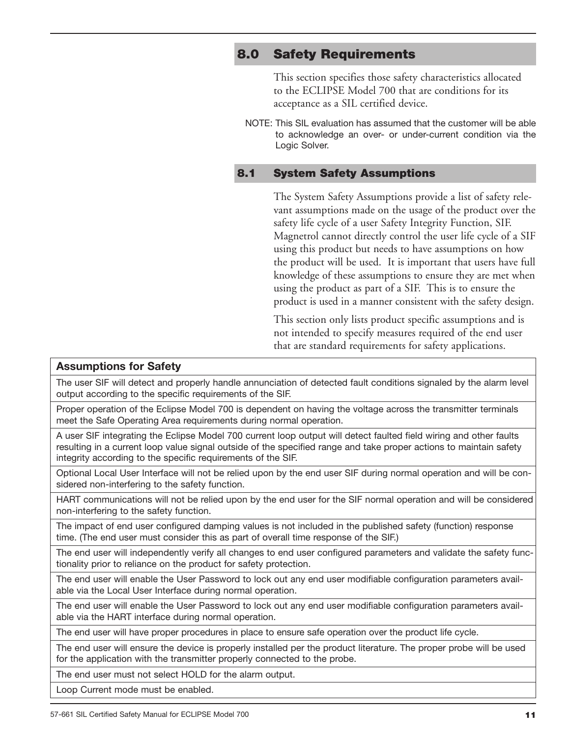## 8.0 Safety Requirements

This section specifies those safety characteristics allocated to the ECLIPSE Model 700 that are conditions for its acceptance as a SIL certified device.

NOTE: This SIL evaluation has assumed that the customer will be able to acknowledge an over- or under-current condition via the Logic Solver.

### 8.1 System Safety Assumptions

The System Safety Assumptions provide a list of safety relevant assumptions made on the usage of the product over the safety life cycle of a user Safety Integrity Function, SIF. Magnetrol cannot directly control the user life cycle of a SIF using this product but needs to have assumptions on how the product will be used. It is important that users have full knowledge of these assumptions to ensure they are met when using the product as part of a SIF. This is to ensure the product is used in a manner consistent with the safety design.

This section only lists product specific assumptions and is not intended to specify measures required of the end user that are standard requirements for safety applications.

| Assumptions for Safety |
|---|
| The user SIF will detect and properly handle annunciation of detected fault conditions signaled by the alarm level output according to the specific requirements of the SIF. |
| Proper operation of the Eclipse Model 700 is dependent on having the voltage across the transmitter terminals meet the Safe Operating Area requirements during normal operation. |
| A user SIF integrating the Eclipse Model 700 current loop output will detect faulted field wiring and other faults resulting in a current loop value signal outside of the specified range and take proper actions to maintain safety integrity according to the specific requirements of the SIF. |
| Optional Local User Interface will not be relied upon by the end user SIF during normal operation and will be considered non-interfering to the safety function. |
| HART communications will not be relied upon by the end user for the SIF normal operation and will be considered non-interfering to the safety function. |
| The impact of end user configured damping values is not included in the published safety (function) response time. (The end user must consider this as part of overall time response of the SIF.) |
| The end user will independently verify all changes to end user configured parameters and validate the safety functionality prior to reliance on the product for safety protection. |
| The end user will enable the User Password to lock out any end user modifiable configuration parameters available via the Local User Interface during normal operation. |
| The end user will enable the User Password to lock out any end user modifiable configuration parameters available via the HART interface during normal operation. |
| The end user will have proper procedures in place to ensure safe operation over the product life cycle. |
| The end user will ensure the device is properly installed per the product literature. The proper probe will be used for the application with the transmitter properly connected to the probe. |
| The end user must not select HOLD for the alarm output. |
| Loop Current mode must be enabled. |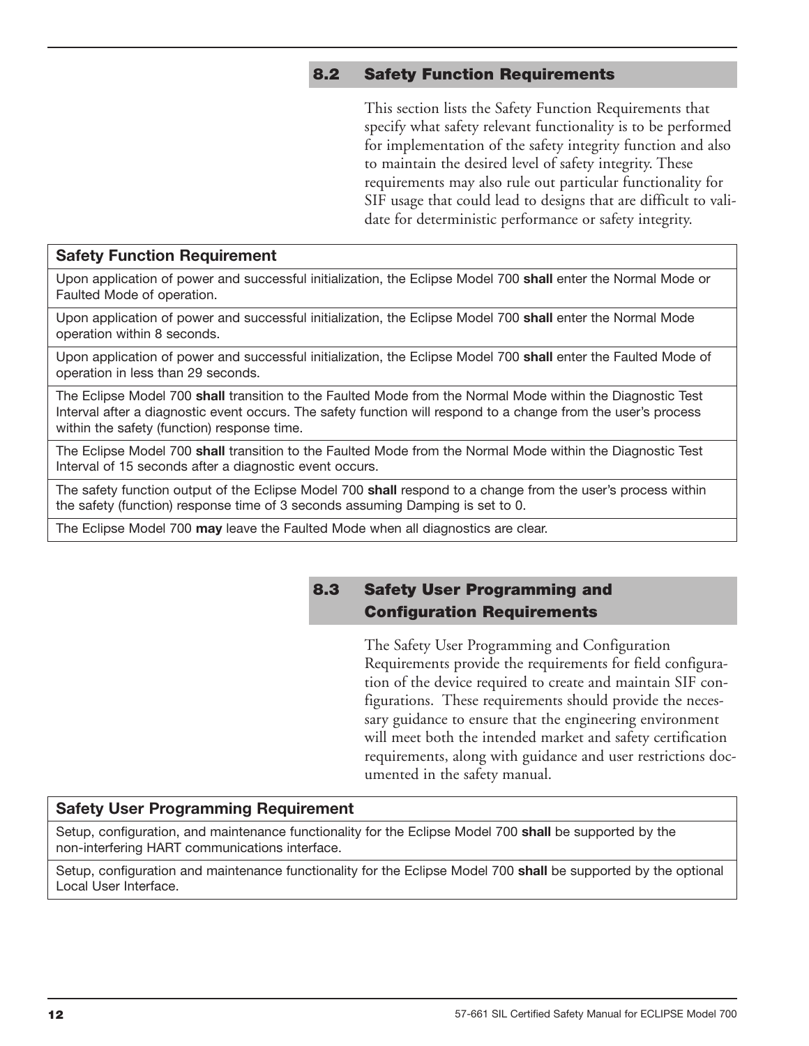## 8.2 Safety Function Requirements

This section lists the Safety Function Requirements that specify what safety relevant functionality is to be performed for implementation of the safety integrity function and also to maintain the desired level of safety integrity. These requirements may also rule out particular functionality for SIF usage that could lead to designs that are difficult to validate for deterministic performance or safety integrity.

| Safety Function Requirement |
|---|
| Upon application of power and successful initialization, the Eclipse Model 700 **shall** enter the Normal Mode or Faulted Mode of operation. |
| Upon application of power and successful initialization, the Eclipse Model 700 **shall** enter the Normal Mode operation within 8 seconds. |
| Upon application of power and successful initialization, the Eclipse Model 700 **shall** enter the Faulted Mode of operation in less than 29 seconds. |
| The Eclipse Model 700 **shall** transition to the Faulted Mode from the Normal Mode within the Diagnostic Test Interval after a diagnostic event occurs. The safety function will respond to a change from the user's process within the safety (function) response time. |
| The Eclipse Model 700 **shall** transition to the Faulted Mode from the Normal Mode within the Diagnostic Test Interval of 15 seconds after a diagnostic event occurs. |
| The safety function output of the Eclipse Model 700 **shall** respond to a change from the user's process within the safety (function) response time of 3 seconds assuming Damping is set to 0. |
| The Eclipse Model 700 **may** leave the Faulted Mode when all diagnostics are clear. |

## 8.3 Safety User Programming and Configuration Requirements

The Safety User Programming and Configuration Requirements provide the requirements for field configuration of the device required to create and maintain SIF configurations. These requirements should provide the necessary guidance to ensure that the engineering environment will meet both the intended market and safety certification requirements, along with guidance and user restrictions documented in the safety manual.

| Safety User Programming Requirement |
|---|
| Setup, configuration, and maintenance functionality for the Eclipse Model 700 **shall** be supported by the non-interfering HART communications interface. |
| Setup, configuration and maintenance functionality for the Eclipse Model 700 **shall** be supported by the optional Local User Interface. |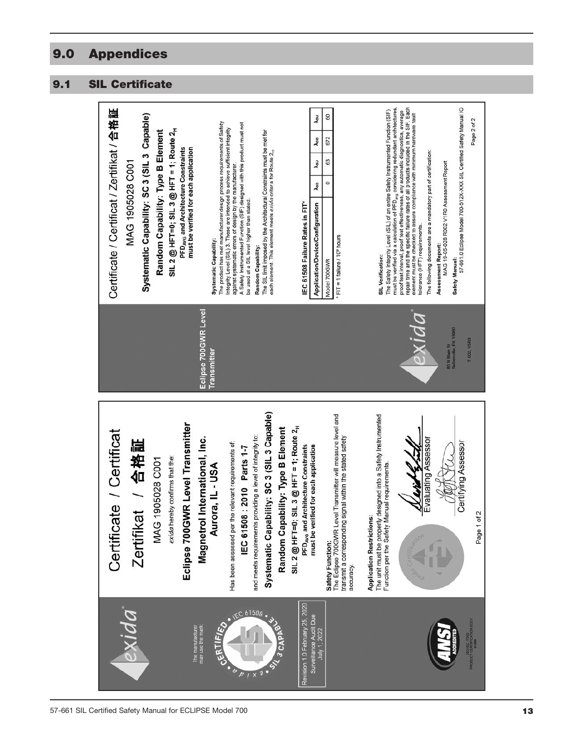# 9.0 Appendices

## 9.1 SIL Certificate

exida

The manufacturer may use the mark:

CERTIFIED • IEC 61508 • SIL 3 CAPABLE • exida •

Revision 1.0 February 25, 2020
Surveillance Audit Due July 1, 2022

# Certificate / Certificat Zertifikat / 合格証

MAG 1905028 C001

*exida* hereby confirms that the:

**Eclipse 700GWR Level Transmitter**

**Magnetrol International, Inc.**
**Aurora, IL - USA**

Has been assessed per the relevant requirements of:

**IEC 61508 : 2010 Parts 1-7**

and meets requirements providing a level of integrity to:

**Systematic Capability: SC 3 (SIL 3 Capable)**

**Random Capability: Type B Element**

**SIL 2 @ HFT=0; SIL 3 @ HFT = 1; Route $2_H$**

**$PFD_{AVG}$ and Architecture Constraints must be verified for each application**

**Safety Function:**
The Eclipse 700GWR Level Transmitter will measure level and transmit a corresponding signal within the stated safety accuracy.

**Application Restrictions:**
The unit must be properly designed into a Safety Instrumented Function per the Safety Manual requirements.

Evaluating Assessor

Certifying Assessor

ANSI ACCREDITED
ISO/IEC 17065 PRODUCT CERTIFICATION BODY #1004

Page 1 of 2

---

**Eclipse 700GWR Level Transmitter**

# Certificate / Certificat / Zertifikat / 合格証

MAG 1905028 C001

**Systematic Capability: SC 3 (SIL 3 Capable)**

**Random Capability: Type B Element**

**SIL 2 @ HFT=0; SIL 3 @ HFT = 1; Route $2_H$**

**$PFD_{AVG}$ and Architecture Constraints must be verified for each application**

**Systematic Capability:**
The product has met manufacturer design process requirements of Safety Integrity Level (SIL) 3. These are intended to achieve sufficient integrity against systematic errors of design by the manufacturer.
A Safety Instrumented Function (SIF) designed with this product must not be used at a SIL level higher than stated.

**Random Capability:**
The SIL limit imposed by the Architectural Constraints must be met for each element. This element meets *exida* criteria for Route $2_H$.

**IEC 61508 Failure Rates in FIT***

| Application/Device/Configuration | $\lambda_{SD}$ | $\lambda_{SU}$ | $\lambda_{DD}$ | $\lambda_{DU}$ |
|---|---|---|---|---|
| Model 700GWR | 0 | 63 | 672 | 60 |

* FIT = 1 failure / $10^9$ hours

**SIL Verification:**
The Safety Integrity Level (SIL) of an entire Safety Instrumented Function (SIF) must be verified via a calculation of $PFD_{avg}$ considering redundant architectures, proof test interval, proof test effectiveness, any automatic diagnostics, average repair time and the specific failure rates of all products included in the SIF. Each element must be checked to assure compliance with minimum hardware fault tolerance (HFT) requirements.

The following documents are a mandatory part of certification:

**Assessment Report:**
MAG 19-05-028 R002 V1R0 Assessment Report

**Safety Manual:**
57-661.0 Eclipse Model 700-512X-XXX SIL Certified Safety Manual IO

exida
80 N Main St
Sellersville, PA 18960

T-002, V5R3

Page 2 of 2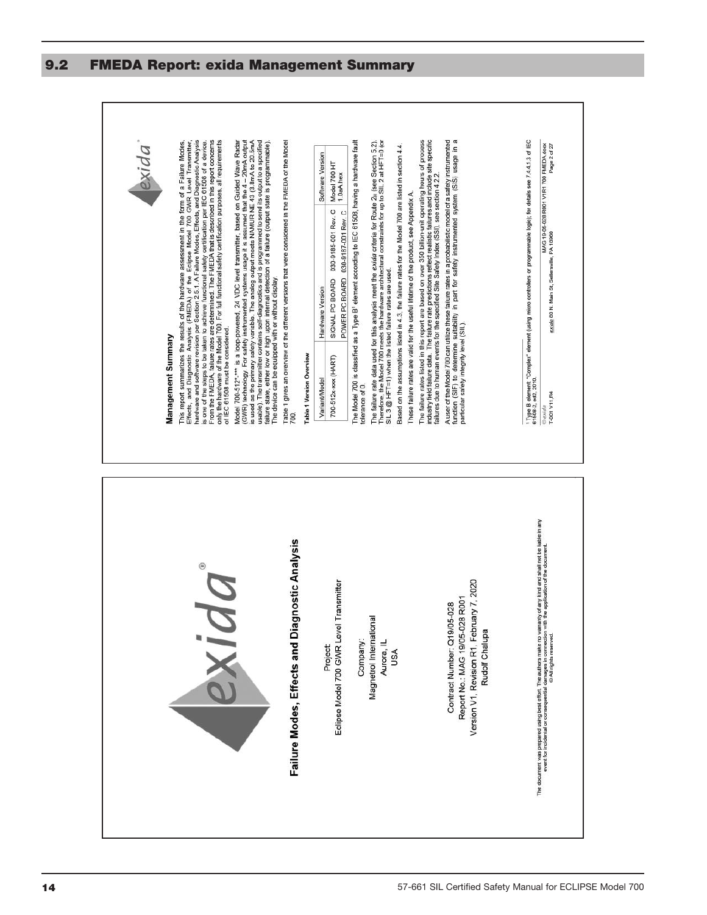## 9.2 FMEDA Report: exida Management Summary

exida®

# Failure Modes, Effects and Diagnostic Analysis

Project:
Eclipse Model 700 GWR Level Transmitter

Company:
Magnetrol International
Aurora, IL
USA

Contract Number: Q19/05-028
Report No.: MAG 19/05-028 R001
Version V1, Revision R1, February 7, 2020
Rudolf Chalupa

The document was prepared using best effort. The authors make no warranty of any kind and shall not be liable in any event for incidental or consequential damages in connection with the application of the document.
© All rights reserved.

## Management Summary

This report summarizes the results of the hardware assessment in the form of a Failure Modes, Effects, and Diagnostic Analysis (FMEDA) of the Eclipse Model 700 GWR Level Transmitter, hardware and software revision per Section 2.5.1. A Failure Modes, Effects, and Diagnostic Analysis is one of the steps to be taken to achieve functional safety certification per IEC 61508 of a device. From the FMEDA, failure rates are determined. The FMEDA that is described in this report concerns only the hardware of the Model 700. For full functional safety certification purposes, all requirements of IEC 61508 must be considered.

Model 700-512*-*** is a loop-powered, 24 VDC level transmitter, based on Guided Wave Radar (GWR) technology. For safety instrumented systems usage it is assumed that the 4 – 20mA output is used as the primary safety variable. The analog output meets NAMUR NE 43 (3.8mA to 20.5mA usable). The transmitter contains self-diagnostics and is programmed to send its output to a specified failure state, either low or high upon internal detection of a failure (output state is programmable). The device can be equipped with or without display.

Table 1 gives an overview of the different versions that were considered in the FMEDA of the Model 700.

**Table 1 Version Overview**

| Variant/Model | Hardware Version | Software Version |
|---|---|---|
| 700-512x-xxx (HART) | SIGNAL PC BOARD 030-9185-001 Rev. C<br>POWER PC BOARD 030-9187-001 Rev. C | Model 700 HT<br>1.0aA hex |

The Model 700 is classified as a Type B[1] element according to IEC 61508, having a hardware fault tolerance of 0.

The failure rate data used for this analysis meet the *exida* criteria for Route $2_H$ (see Section 5.2). Therefore, the Model 700 meets the hardware architectural constraints for up to SIL 2 at HFT=0 (or SIL 3 @ HFT=1) when the listed failure rates are used.

Based on the assumptions listed in 4.3, the failure rates for the Model 700 are listed in section 4.4.

These failure rates are valid for the useful lifetime of the product, see Appendix A.

The failure rates listed in this report are based on over 350 billion-unit operating hours of process industry field failure data. The failure rate predictions reflect realistic failures and include site specific failures due to human events for the specified Site Safety Index (SSI), see section 4.2.2.

A user of the Model 700 can utilize these failure rates in a probabilistic model of a safety instrumented function (SIF) to determine suitability in part for safety instrumented system (SIS) usage in a particular safety integrity level (SIL).

[1] Type B element: "Complex" element (using micro controllers or programmable logic); for details see 7.4.4.1.3 of IEC 61508-2, ed2, 2010.

© exida
T-001 V11,R4

MAG 19-05-028 R001 V1R1 700 FMEDA.docx
exida 80 N. Main St, Sellersville, PA 18960

Page 2 of 27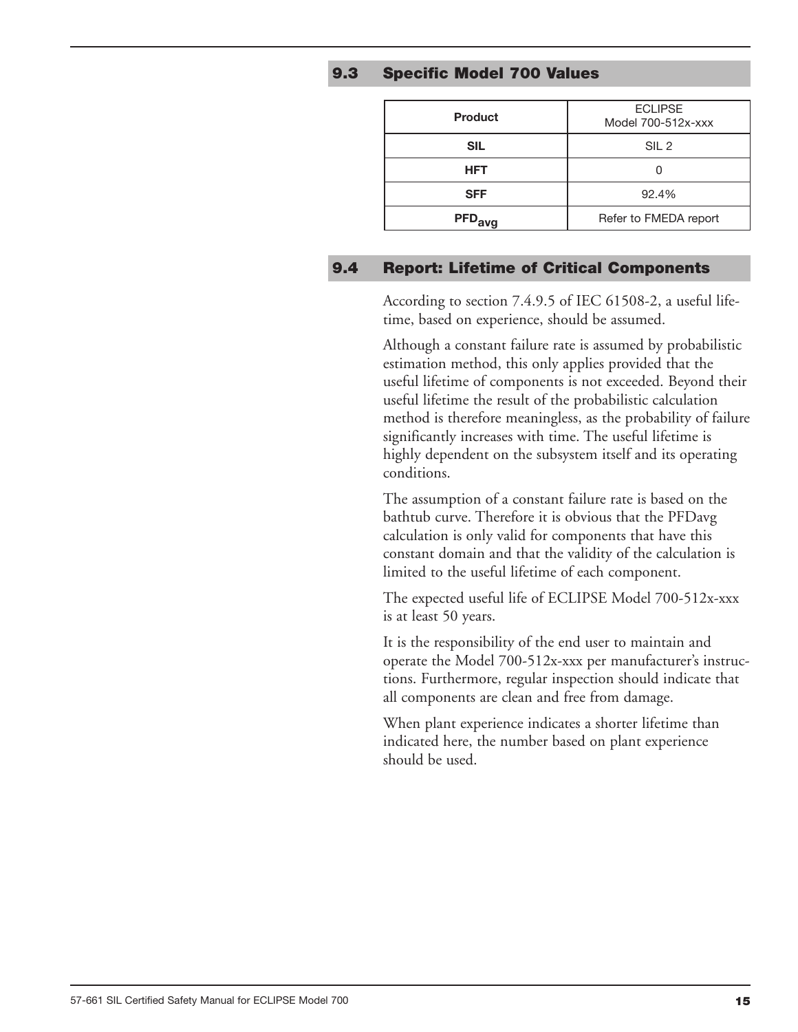## 9.3 Specific Model 700 Values

| Product | ECLIPSE Model 700-512x-xxx |
|---|---|
| SIL | SIL 2 |
| HFT | 0 |
| SFF | 92.4% |
| $PFD_{avg}$ | Refer to FMEDA report |

## 9.4 Report: Lifetime of Critical Components

According to section 7.4.9.5 of IEC 61508-2, a useful lifetime, based on experience, should be assumed.

Although a constant failure rate is assumed by probabilistic estimation method, this only applies provided that the useful lifetime of components is not exceeded. Beyond their useful lifetime the result of the probabilistic calculation method is therefore meaningless, as the probability of failure significantly increases with time. The useful lifetime is highly dependent on the subsystem itself and its operating conditions.

The assumption of a constant failure rate is based on the bathtub curve. Therefore it is obvious that the PFDavg calculation is only valid for components that have this constant domain and that the validity of the calculation is limited to the useful lifetime of each component.

The expected useful life of ECLIPSE Model 700-512x-xxx is at least 50 years.

It is the responsibility of the end user to maintain and operate the Model 700-512x-xxx per manufacturer's instructions. Furthermore, regular inspection should indicate that all components are clean and free from damage.

When plant experience indicates a shorter lifetime than indicated here, the number based on plant experience should be used.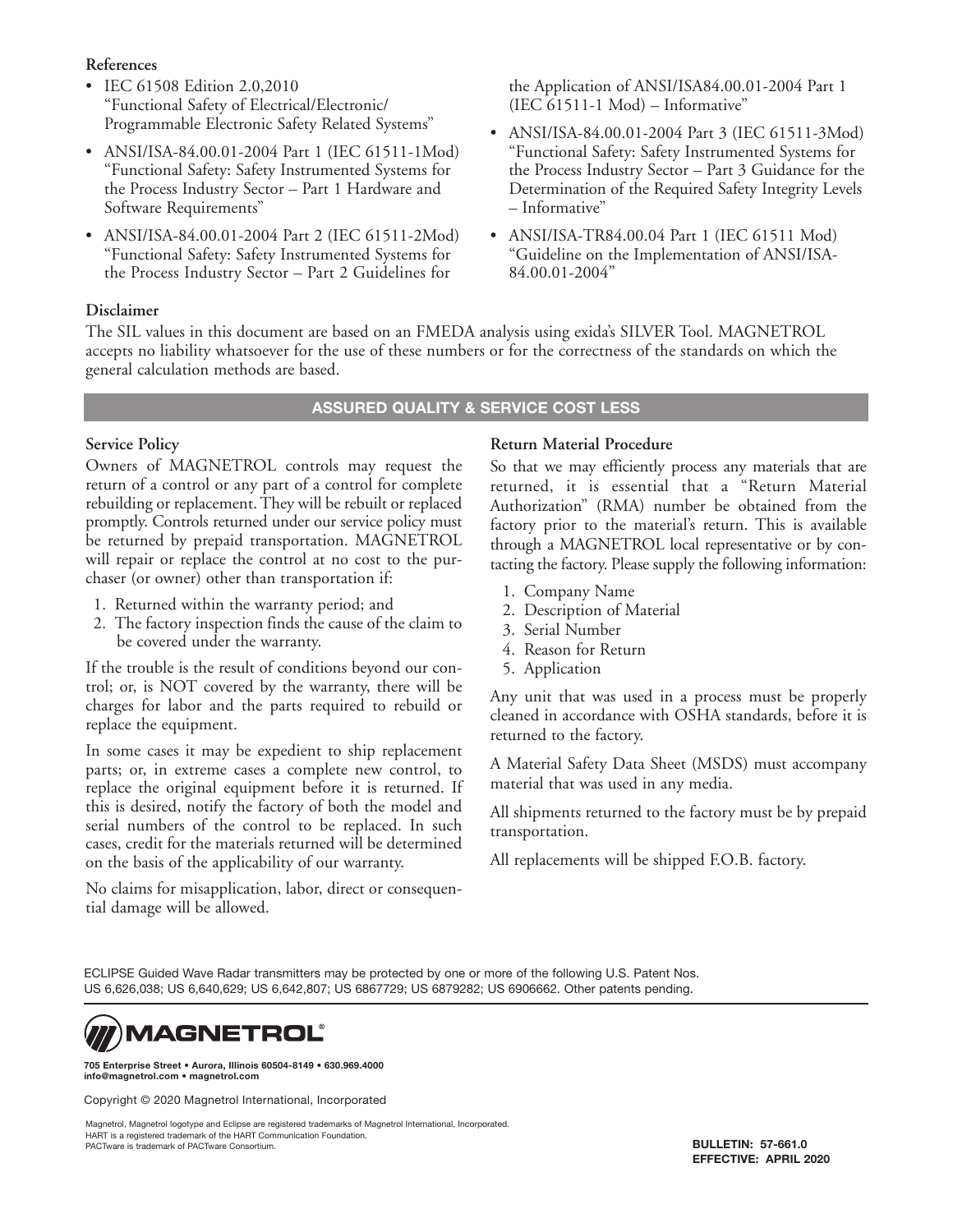**References**

- IEC 61508 Edition 2.0,2010 "Functional Safety of Electrical/Electronic/ Programmable Electronic Safety Related Systems"
- ANSI/ISA-84.00.01-2004 Part 1 (IEC 61511-1Mod) "Functional Safety: Safety Instrumented Systems for the Process Industry Sector – Part 1 Hardware and Software Requirements"
- ANSI/ISA-84.00.01-2004 Part 2 (IEC 61511-2Mod) "Functional Safety: Safety Instrumented Systems for the Process Industry Sector – Part 2 Guidelines for the Application of ANSI/ISA84.00.01-2004 Part 1 (IEC 61511-1 Mod) – Informative"
- ANSI/ISA-84.00.01-2004 Part 3 (IEC 61511-3Mod) "Functional Safety: Safety Instrumented Systems for the Process Industry Sector – Part 3 Guidance for the Determination of the Required Safety Integrity Levels – Informative"
- ANSI/ISA-TR84.00.04 Part 1 (IEC 61511 Mod) "Guideline on the Implementation of ANSI/ISA-84.00.01-2004"

**Disclaimer**

The SIL values in this document are based on an FMEDA analysis using exida's SILVER Tool. MAGNETROL accepts no liability whatsoever for the use of these numbers or for the correctness of the standards on which the general calculation methods are based.

## ASSURED QUALITY & SERVICE COST LESS

**Service Policy**

Owners of MAGNETROL controls may request the return of a control or any part of a control for complete rebuilding or replacement. They will be rebuilt or replaced promptly. Controls returned under our service policy must be returned by prepaid transportation. MAGNETROL will repair or replace the control at no cost to the purchaser (or owner) other than transportation if:

1. Returned within the warranty period; and
2. The factory inspection finds the cause of the claim to be covered under the warranty.

If the trouble is the result of conditions beyond our control; or, is NOT covered by the warranty, there will be charges for labor and the parts required to rebuild or replace the equipment.

In some cases it may be expedient to ship replacement parts; or, in extreme cases a complete new control, to replace the original equipment before it is returned. If this is desired, notify the factory of both the model and serial numbers of the control to be replaced. In such cases, credit for the materials returned will be determined on the basis of the applicability of our warranty.

No claims for misapplication, labor, direct or consequential damage will be allowed.

**Return Material Procedure**

So that we may efficiently process any materials that are returned, it is essential that a "Return Material Authorization" (RMA) number be obtained from the factory prior to the material's return. This is available through a MAGNETROL local representative or by contacting the factory. Please supply the following information:

1. Company Name
2. Description of Material
3. Serial Number
4. Reason for Return
5. Application

Any unit that was used in a process must be properly cleaned in accordance with OSHA standards, before it is returned to the factory.

A Material Safety Data Sheet (MSDS) must accompany material that was used in any media.

All shipments returned to the factory must be by prepaid transportation.

All replacements will be shipped F.O.B. factory.

ECLIPSE Guided Wave Radar transmitters may be protected by one or more of the following U.S. Patent Nos. US 6,626,038; US 6,640,629; US 6,642,807; US 6867729; US 6879282; US 6906662. Other patents pending.

**MAGNETROL**

**705 Enterprise Street • Aurora, Illinois 60504-8149 • 630.969.4000**
**info@magnetrol.com • magnetrol.com**

Copyright © 2020 Magnetrol International, Incorporated

Magnetrol, Magnetrol logotype and Eclipse are registered trademarks of Magnetrol International, Incorporated.
HART is a registered trademark of the HART Communication Foundation.
PACTware is trademark of PACTware Consortium.

**BULLETIN: 57-661.0**
**EFFECTIVE: APRIL 2020**